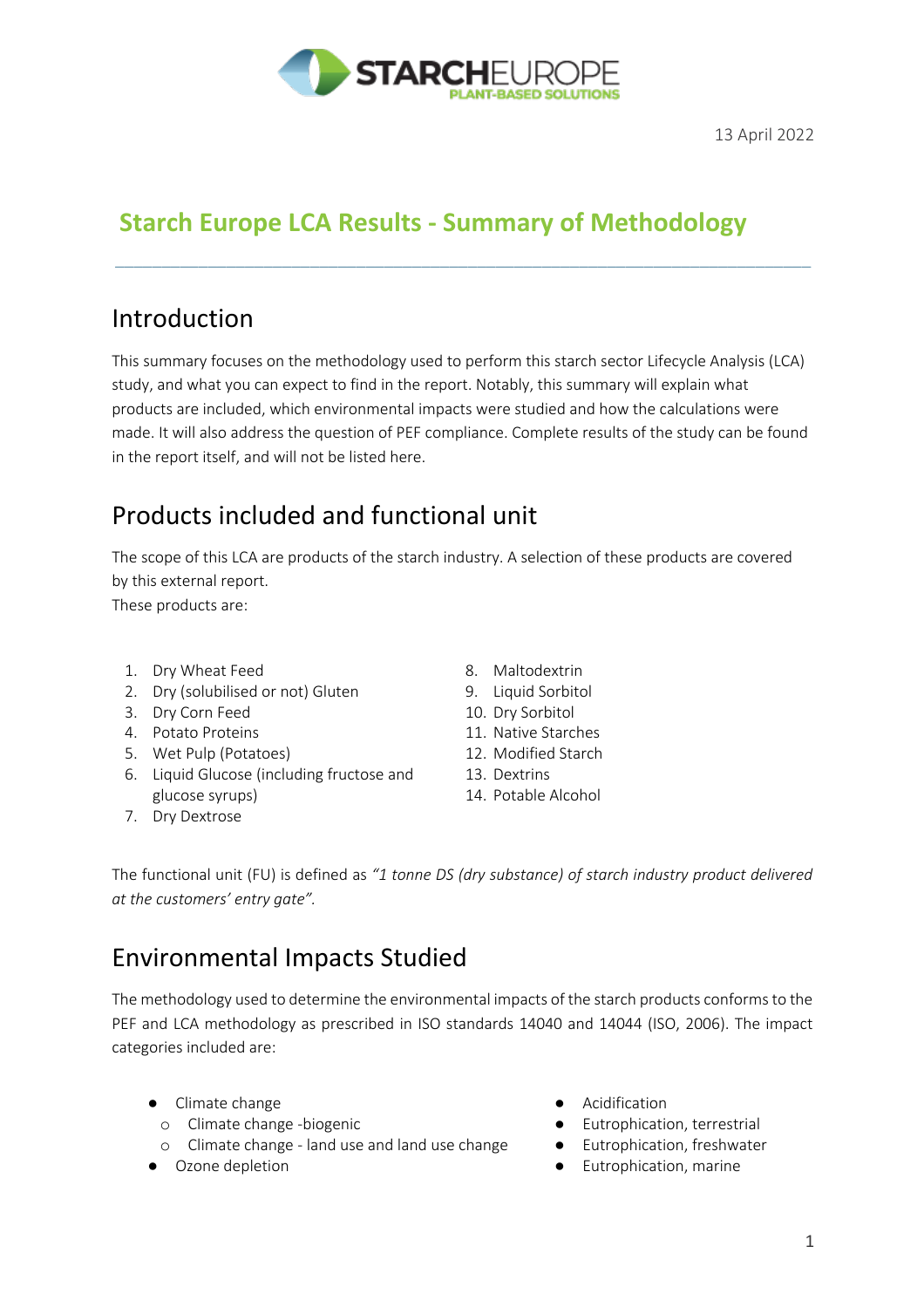13 April 2022

# Starch Europe LCA Results - Summary of Methodology

## Introduction

This summary focuses on the methodology used to perform this starch sector Lifecycle Analysis (LCA) study, and what you can expect to find in the report. Notably, this summary will explain what products are included, which environmental impacts were studied and how the calculations were made. It will also address the question of PEF compliance. Complete results of the study can be found in the report itself, and will not be listed here.

## Products included and functional unit

The scope of this LCA are products of the starch industry. A selection of these products are covered by this external report.
These products are:

1. Dry Wheat Feed
2. Dry (solubilised or not) Gluten
3. Dry Corn Feed
4. Potato Proteins
5. Wet Pulp (Potatoes)
6. Liquid Glucose (including fructose and glucose syrups)
7. Dry Dextrose
8. Maltodextrin
9. Liquid Sorbitol
10. Dry Sorbitol
11. Native Starches
12. Modified Starch
13. Dextrins
14. Potable Alcohol

The functional unit (FU) is defined as *"1 tonne DS (dry substance) of starch industry product delivered at the customers' entry gate"*.

## Environmental Impacts Studied

The methodology used to determine the environmental impacts of the starch products conforms to the PEF and LCA methodology as prescribed in ISO standards 14040 and 14044 (ISO, 2006). The impact categories included are:

- Climate change
  - Climate change -biogenic
  - Climate change - land use and land use change
- Ozone depletion
- Acidification
- Eutrophication, terrestrial
- Eutrophication, freshwater
- Eutrophication, marine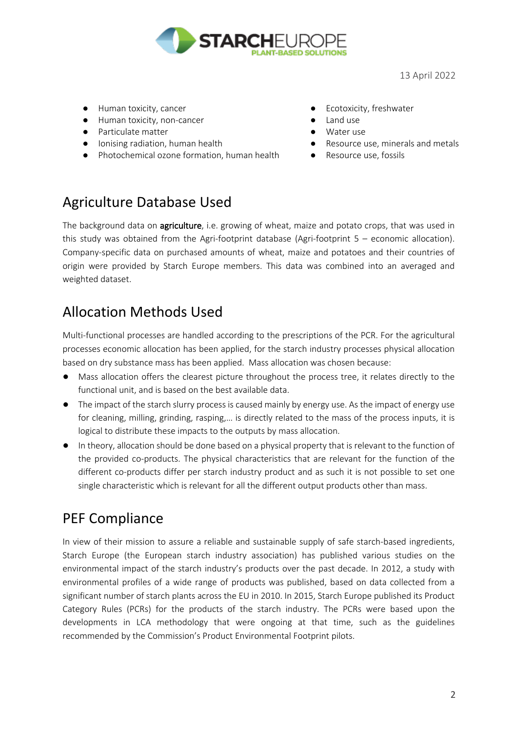- Human toxicity, cancer
- Human toxicity, non-cancer
- Particulate matter
- Ionising radiation, human health
- Photochemical ozone formation, human health
- Ecotoxicity, freshwater
- Land use
- Water use
- Resource use, minerals and metals
- Resource use, fossils

## Agriculture Database Used

The background data on **agriculture**, i.e. growing of wheat, maize and potato crops, that was used in this study was obtained from the Agri-footprint database (Agri-footprint 5 – economic allocation). Company-specific data on purchased amounts of wheat, maize and potatoes and their countries of origin were provided by Starch Europe members. This data was combined into an averaged and weighted dataset.

## Allocation Methods Used

Multi-functional processes are handled according to the prescriptions of the PCR. For the agricultural processes economic allocation has been applied, for the starch industry processes physical allocation based on dry substance mass has been applied. Mass allocation was chosen because:

- Mass allocation offers the clearest picture throughout the process tree, it relates directly to the functional unit, and is based on the best available data.
- The impact of the starch slurry process is caused mainly by energy use. As the impact of energy use for cleaning, milling, grinding, rasping,… is directly related to the mass of the process inputs, it is logical to distribute these impacts to the outputs by mass allocation.
- In theory, allocation should be done based on a physical property that is relevant to the function of the provided co-products. The physical characteristics that are relevant for the function of the different co-products differ per starch industry product and as such it is not possible to set one single characteristic which is relevant for all the different output products other than mass.

## PEF Compliance

In view of their mission to assure a reliable and sustainable supply of safe starch-based ingredients, Starch Europe (the European starch industry association) has published various studies on the environmental impact of the starch industry's products over the past decade. In 2012, a study with environmental profiles of a wide range of products was published, based on data collected from a significant number of starch plants across the EU in 2010. In 2015, Starch Europe published its Product Category Rules (PCRs) for the products of the starch industry. The PCRs were based upon the developments in LCA methodology that were ongoing at that time, such as the guidelines recommended by the Commission's Product Environmental Footprint pilots.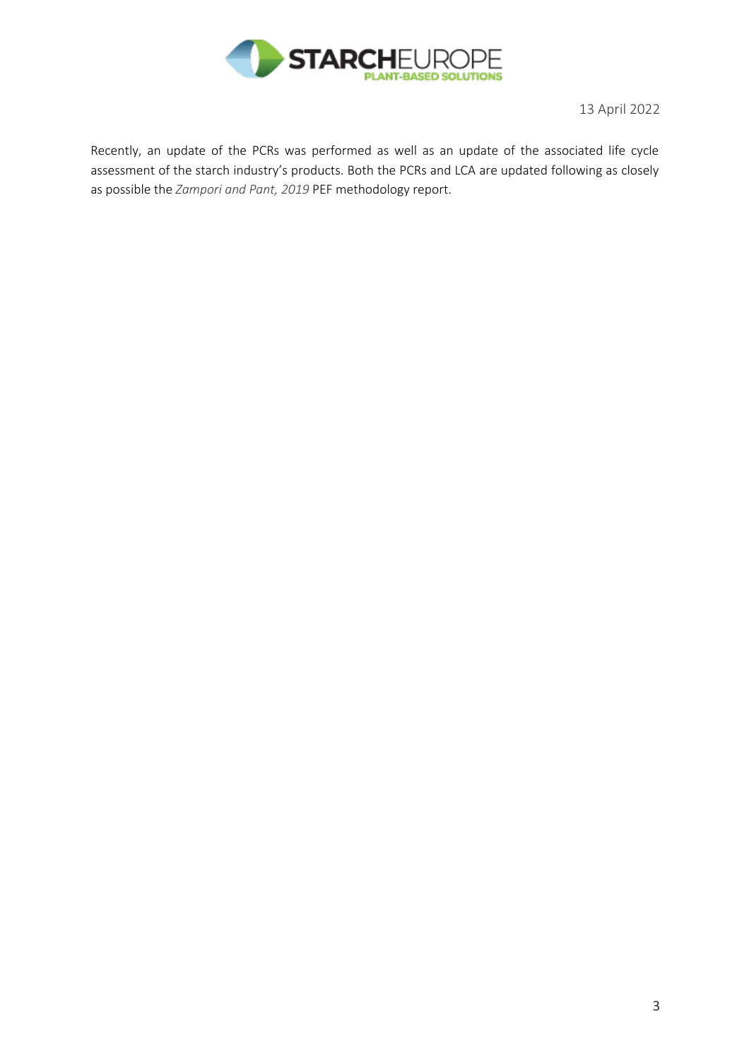Recently, an update of the PCRs was performed as well as an update of the associated life cycle assessment of the starch industry's products. Both the PCRs and LCA are updated following as closely as possible the *Zampori and Pant, 2019* PEF methodology report.